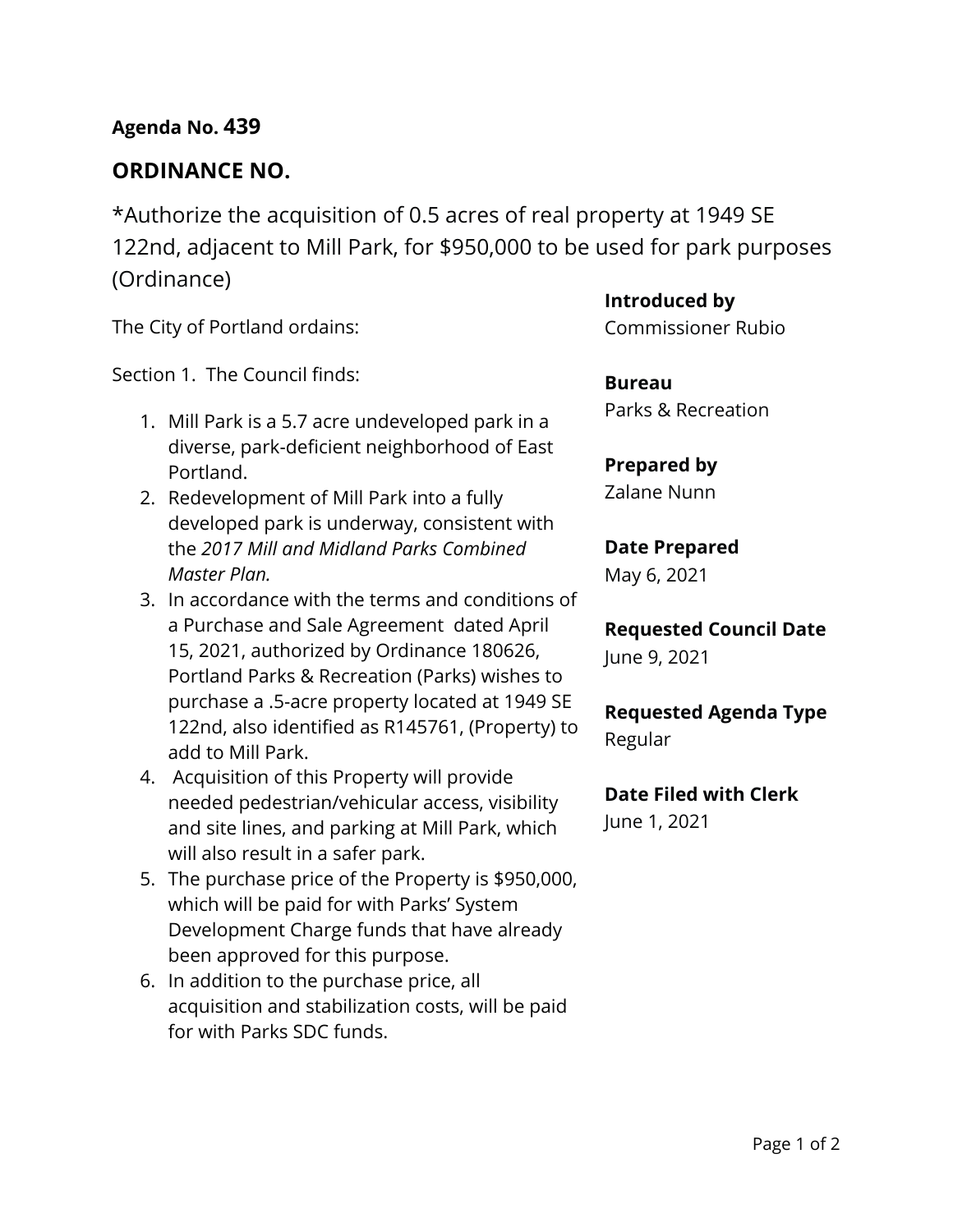**Agenda No. 439**

## ORDINANCE NO.

*Authorize the acquisition of 0.5 acres of real property at 1949 SE 122nd, adjacent to Mill Park, for $950,000 to be used for park purposes (Ordinance)

The City of Portland ordains:

Section 1. The Council finds:

1. Mill Park is a 5.7 acre undeveloped park in a diverse, park-deficient neighborhood of East Portland.
2. Redevelopment of Mill Park into a fully developed park is underway, consistent with the *2017 Mill and Midland Parks Combined Master Plan.*
3. In accordance with the terms and conditions of a Purchase and Sale Agreement dated April 15, 2021, authorized by Ordinance 180626, Portland Parks & Recreation (Parks) wishes to purchase a .5-acre property located at 1949 SE 122nd, also identified as R145761, (Property) to add to Mill Park.
4. Acquisition of this Property will provide needed pedestrian/vehicular access, visibility and site lines, and parking at Mill Park, which will also result in a safer park.
5. The purchase price of the Property is $950,000, which will be paid for with Parks' System Development Charge funds that have already been approved for this purpose.
6. In addition to the purchase price, all acquisition and stabilization costs, will be paid for with Parks SDC funds.

**Introduced by**
Commissioner Rubio

**Bureau**
Parks & Recreation

**Prepared by**
Zalane Nunn

**Date Prepared**
May 6, 2021

**Requested Council Date**
June 9, 2021

**Requested Agenda Type**
Regular

**Date Filed with Clerk**
June 1, 2021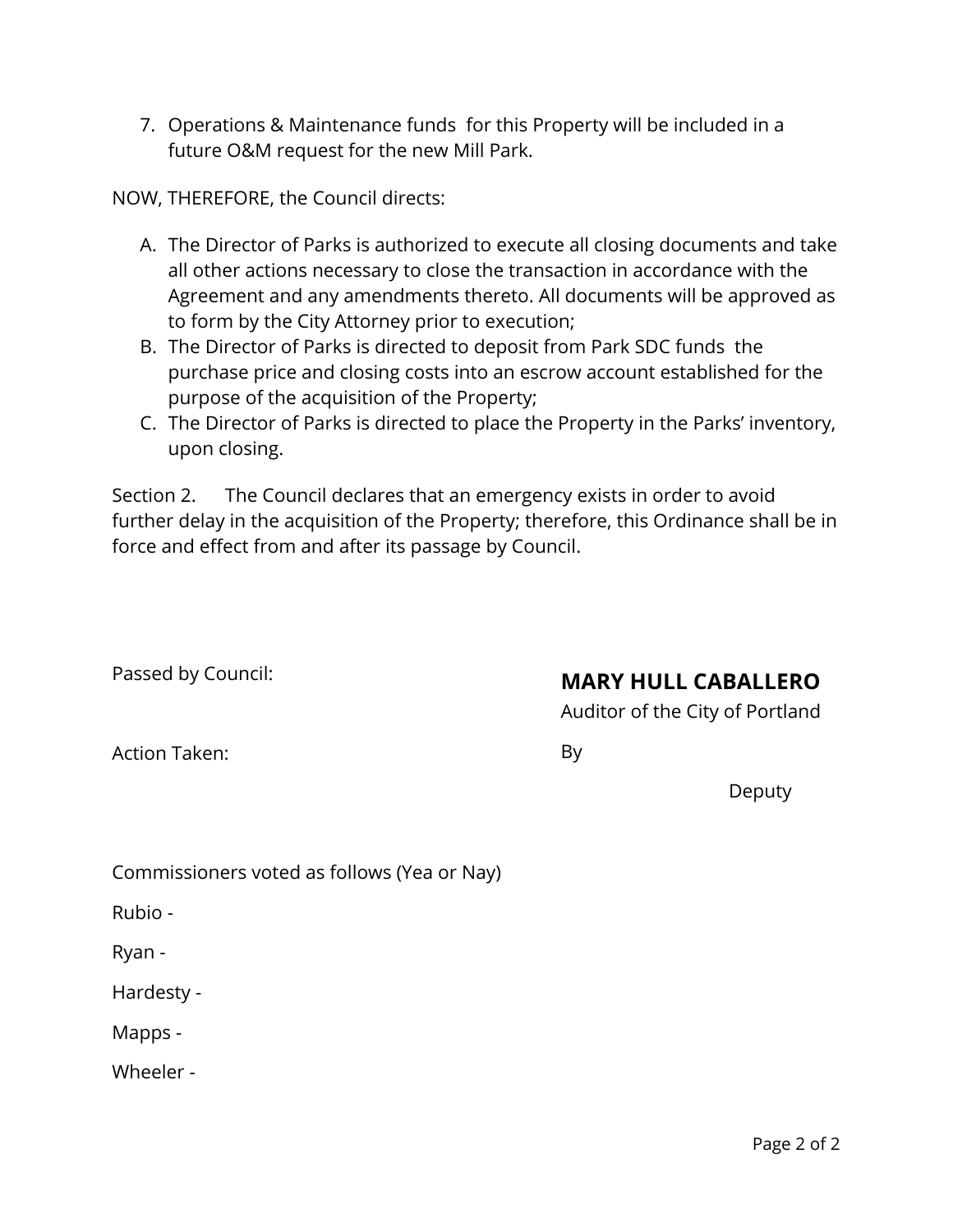7. Operations & Maintenance funds for this Property will be included in a future O&M request for the new Mill Park.

NOW, THEREFORE, the Council directs:

A. The Director of Parks is authorized to execute all closing documents and take all other actions necessary to close the transaction in accordance with the Agreement and any amendments thereto. All documents will be approved as to form by the City Attorney prior to execution;
B. The Director of Parks is directed to deposit from Park SDC funds the purchase price and closing costs into an escrow account established for the purpose of the acquisition of the Property;
C. The Director of Parks is directed to place the Property in the Parks' inventory, upon closing.

Section 2. The Council declares that an emergency exists in order to avoid further delay in the acquisition of the Property; therefore, this Ordinance shall be in force and effect from and after its passage by Council.

Passed by Council:

Action Taken:

**MARY HULL CABALLERO**
Auditor of the City of Portland

By

Deputy

Commissioners voted as follows (Yea or Nay)

Rubio -

Ryan -

Hardesty -

Mapps -

Wheeler -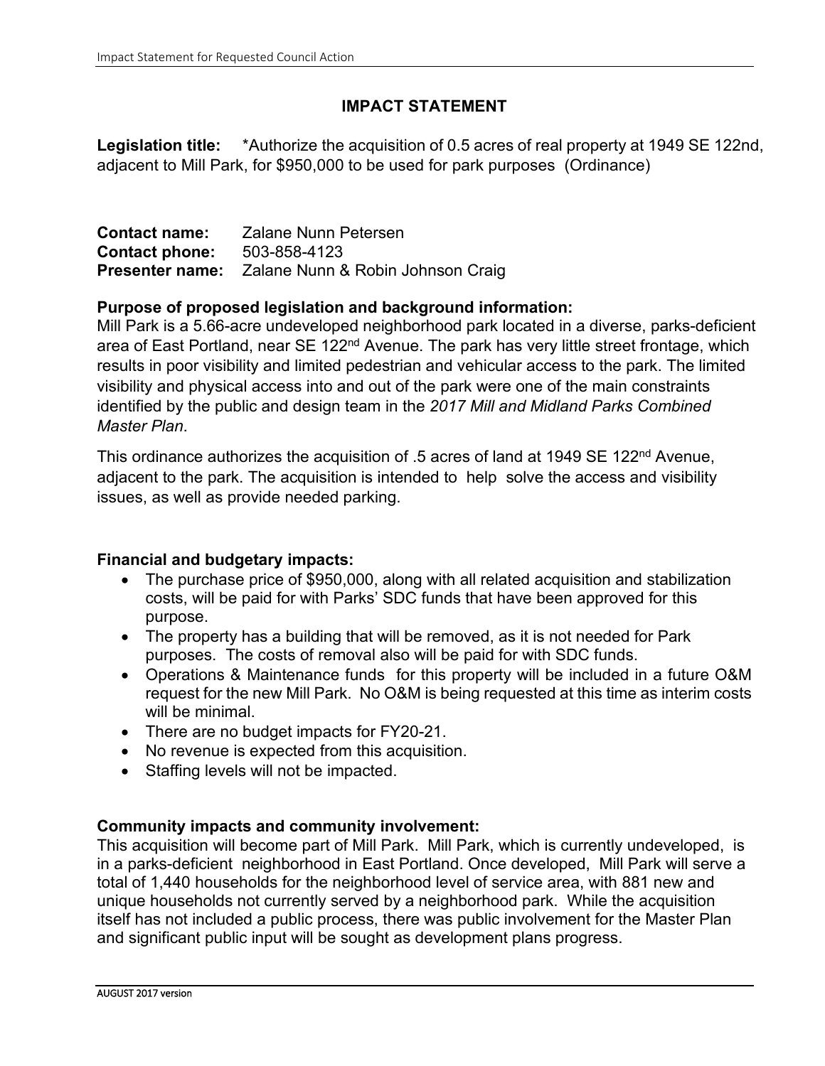# IMPACT STATEMENT

**Legision title:** *Authorize the acquisition of 0.5 acres of real property at 1949 SE 122nd, adjacent to Mill Park, for $950,000 to be used for park purposes (Ordinance)

**Contact name:** Zalane Nunn Petersen
**Contact phone:** 503-858-4123
**Presenter name:** Zalane Nunn & Robin Johnson Craig

**Purpose of proposed legislation and background information:**
Mill Park is a 5.66-acre undeveloped neighborhood park located in a diverse, parks-deficient area of East Portland, near SE 122nd Avenue. The park has very little street frontage, which results in poor visibility and limited pedestrian and vehicular access to the park. The limited visibility and physical access into and out of the park were one of the main constraints identified by the public and design team in the *2017 Mill and Midland Parks Combined Master Plan*.

This ordinance authorizes the acquisition of .5 acres of land at 1949 SE 122nd Avenue, adjacent to the park. The acquisition is intended to help solve the access and visibility issues, as well as provide needed parking.

**Financial and budgetary impacts:**

- The purchase price of $950,000, along with all related acquisition and stabilization costs, will be paid for with Parks' SDC funds that have been approved for this purpose.
- The property has a building that will be removed, as it is not needed for Park purposes. The costs of removal also will be paid for with SDC funds.
- Operations & Maintenance funds for this property will be included in a future O&M request for the new Mill Park. No O&M is being requested at this time as interim costs will be minimal.
- There are no budget impacts for FY20-21.
- No revenue is expected from this acquisition.
- Staffing levels will not be impacted.

**Community impacts and community involvement:**
This acquisition will become part of Mill Park. Mill Park, which is currently undeveloped, is in a parks-deficient neighborhood in East Portland. Once developed, Mill Park will serve a total of 1,440 households for the neighborhood level of service area, with 881 new and unique households not currently served by a neighborhood park. While the acquisition itself has not included a public process, there was public involvement for the Master Plan and significant public input will be sought as development plans progress.

# IMPACT STATEMENT

**Legislation title:** *Authorize the acquisition of 0.5 acres of real property at 1949 SE 122nd, adjacent to Mill Park, for $950,000 to be used for park purposes (Ordinance)

**Contact name:** Zalane Nunn Petersen
**Contact phone:** 503-858-4123
**Presenter name:** Zalane Nunn & Robin Johnson Craig

**Purpose of proposed legislation and background information:**
Mill Park is a 5.66-acre undeveloped neighborhood park located in a diverse, parks-deficient area of East Portland, near SE 122nd Avenue. The park has very little street frontage, which results in poor visibility and limited pedestrian and vehicular access to the park. The limited visibility and physical access into and out of the park were one of the main constraints identified by the public and design team in the *2017 Mill and Midland Parks Combined Master Plan*.

This ordinance authorizes the acquisition of .5 acres of land at 1949 SE 122nd Avenue, adjacent to the park. The acquisition is intended to help solve the access and visibility issues, as well as provide needed parking.

**Financial and budgetary impacts:**

- The purchase price of $950,000, along with all related acquisition and stabilization costs, will be paid for with Parks' SDC funds that have been approved for this purpose.
- The property has a building that will be removed, as it is not needed for Park purposes. The costs of removal also will be paid for with SDC funds.
- Operations & Maintenance funds for this property will be included in a future O&M request for the new Mill Park. No O&M is being requested at this time as interim costs will be minimal.
- There are no budget impacts for FY20-21.
- No revenue is expected from this acquisition.
- Staffing levels will not be impacted.

**Community impacts and community involvement:**
This acquisition will become part of Mill Park. Mill Park, which is currently undeveloped, is in a parks-deficient neighborhood in East Portland. Once developed, Mill Park will serve a total of 1,440 households for the neighborhood level of service area, with 881 new and unique households not currently served by a neighborhood park. While the acquisition itself has not included a public process, there was public involvement for the Master Plan and significant public input will be sought as development plans progress.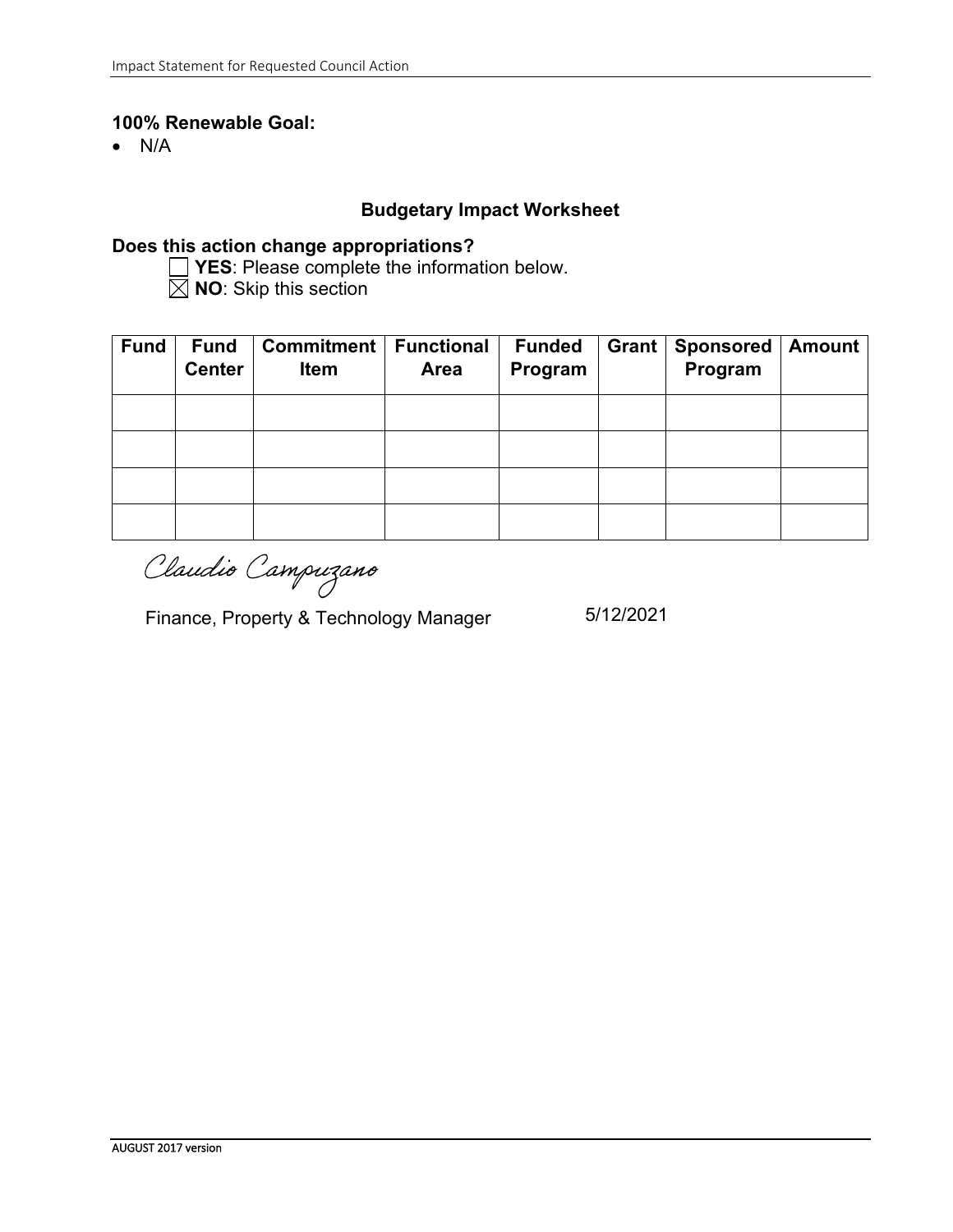**100% Renewable Goal:**

- N/A

### Budgetary Impact Worksheet

**Does this action change appropriations?**

☐ **YES**: Please complete the information below.
☒ **NO**: Skip this section

| Fund | Fund Center | Commitment Item | Functional Area | Funded Program | Grant | Sponsored Program | Amount |
|---|---|---|---|---|---|---|---|
| | | | | | | | |
| | | | | | | | |
| | | | | | | | |
| | | | | | | | |

Claudio Campuzano

Finance, Property & Technology Manager 5/12/2021